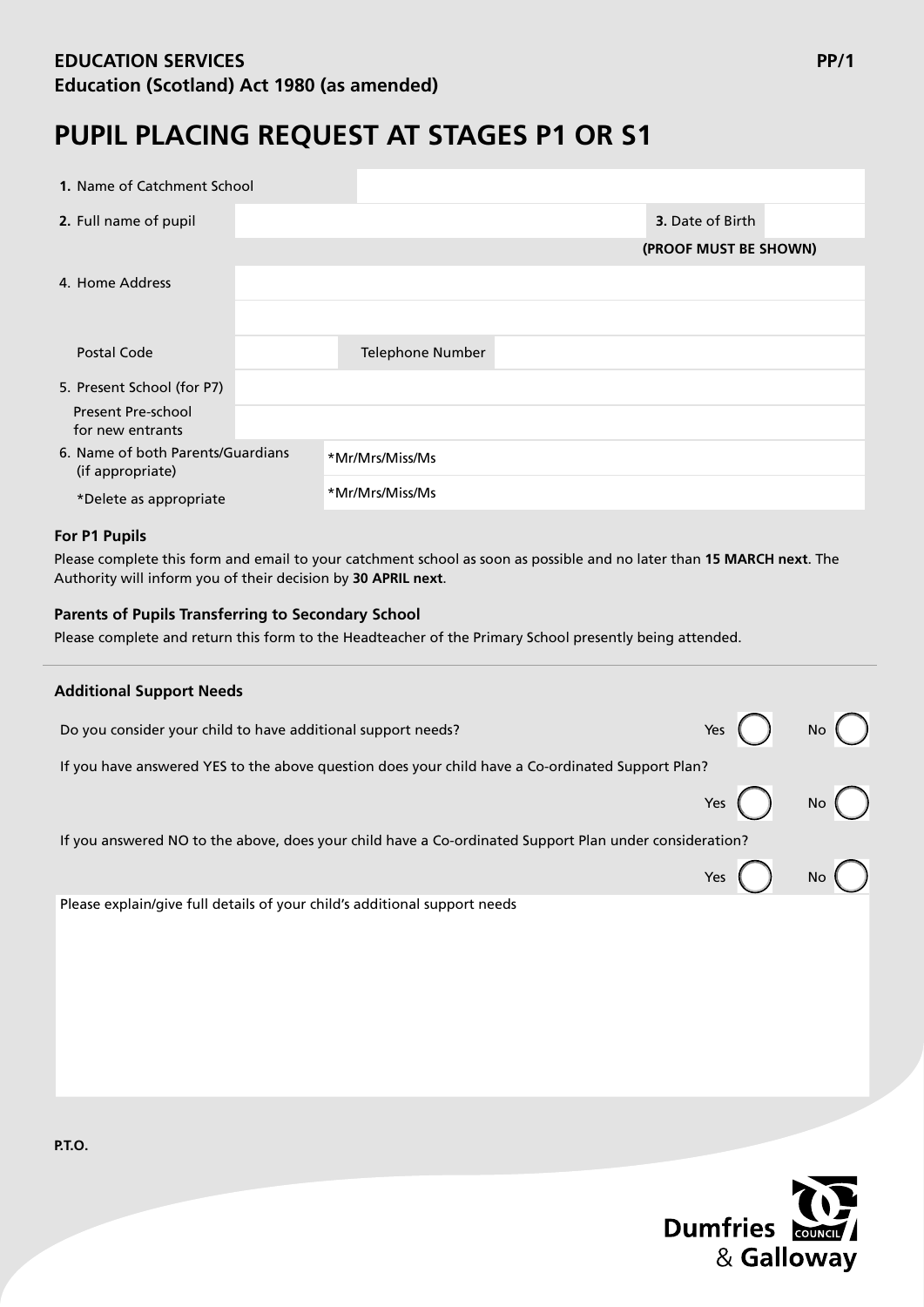**EDUCATION SERVICES**
**Education (Scotland) Act 1980 (as amended)**

**PP/1**

# PUPIL PLACING REQUEST AT STAGES P1 OR S1

| | | | |
|---|---|---|---|
| **1.** Name of Catchment School | | | |
| **2.** Full name of pupil | | **3.** Date of Birth | |
| | | **(PROOF MUST BE SHOWN)** | |
| 4. Home Address | | | |
| | | | |
| Postal Code | | Telephone Number | |
| 5. Present School (for P7) | | | |
| Present Pre-school for new entrants | | | |
| 6. Name of both Parents/Guardians (if appropriate) | *Mr/Mrs/Miss/Ms | | |
| *Delete as appropriate | *Mr/Mrs/Miss/Ms | | |

### For P1 Pupils

Please complete this form and email to your catchment school as soon as possible and no later than **15 MARCH next**. The Authority will inform you of their decision by **30 APRIL next**.

### Parents of Pupils Transferring to Secondary School

Please complete and return this form to the Headteacher of the Primary School presently being attended.

---

### Additional Support Needs

Do you consider your child to have additional support needs? Yes ◯ No ◯

If you have answered YES to the above question does your child have a Co-ordinated Support Plan? Yes ◯ No ◯

If you answered NO to the above, does your child have a Co-ordinated Support Plan under consideration? Yes ◯ No ◯

Please explain/give full details of your child's additional support needs

**P.T.O.**

Dumfries & Galloway COUNCIL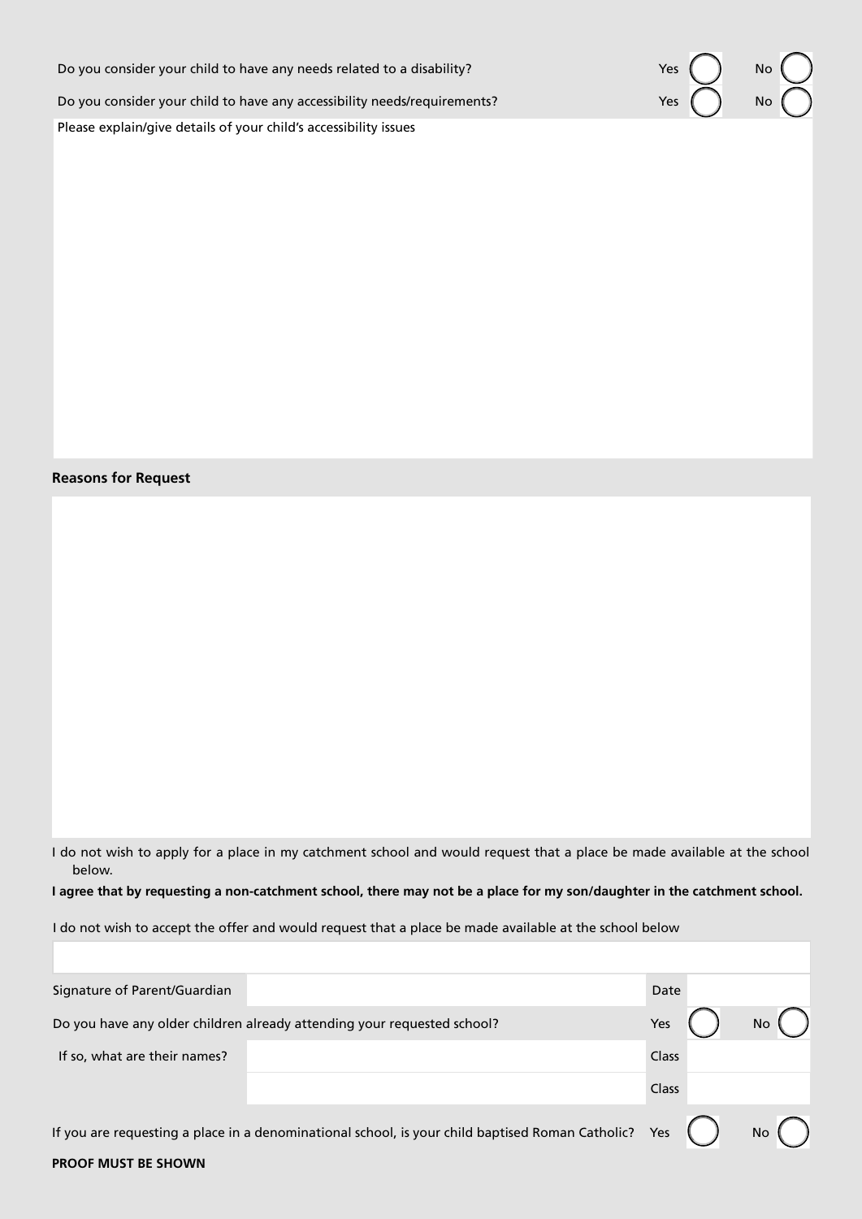Do you consider your child to have any needs related to a disability? Yes ◯ No ◯

Do you consider your child to have any accessibility needs/requirements? Yes ◯ No ◯

Please explain/give details of your child's accessibility issues

## Reasons for Request

I do not wish to apply for a place in my catchment school and would request that a place be made available at the school below.

**I agree that by requesting a non-catchment school, there may not be a place for my son/daughter in the catchment school.**

I do not wish to accept the offer and would request that a place be made available at the school below

| | | | |
|---|---|---|---|
| Signature of Parent/Guardian | | Date | |

Do you have any older children already attending your requested school? Yes ◯ No ◯

| | | | |
|---|---|---|---|
| If so, what are their names? | | Class | |
| | | Class | |

If you are requesting a place in a denominational school, is your child baptised Roman Catholic? Yes ◯ No ◯

**PROOF MUST BE SHOWN**